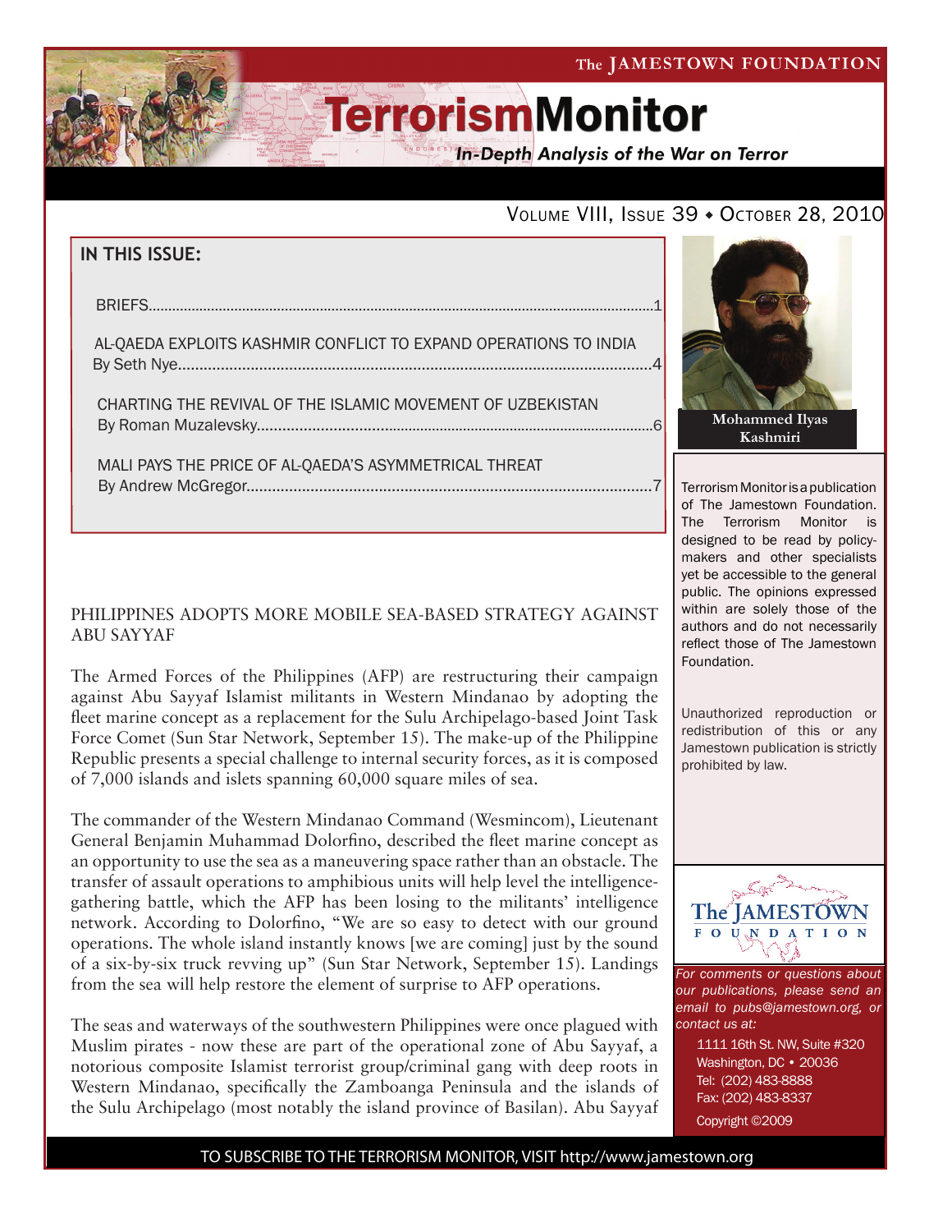The JAMESTOWN FOUNDATION

# TerrorismMonitor

*In-Depth Analysis of the War on Terror*

VOLUME VIII, ISSUE 39 ♦ OCTOBER 28, 2010

## IN THIS ISSUE:

BRIEFS....1

AL-QAEDA EXPLOITS KASHMIR CONFLICT TO EXPAND OPERATIONS TO INDIA
By Seth Nye....4

CHARTING THE REVIVAL OF THE ISLAMIC MOVEMENT OF UZBEKISTAN
By Roman Muzalevsky....6

MALI PAYS THE PRICE OF AL-QAEDA'S ASYMMETRICAL THREAT
By Andrew McGregor....7

**Mohammed Ilyas Kashmiri**

Terrorism Monitor is a publication of The Jamestown Foundation. The Terrorism Monitor is designed to be read by policy-makers and other specialists yet be accessible to the general public. The opinions expressed within are solely those of the authors and do not necessarily reflect those of The Jamestown Foundation.

Unauthorized reproduction or redistribution of this or any Jamestown publication is strictly prohibited by law.

## PHILIPPINES ADOPTS MORE MOBILE SEA-BASED STRATEGY AGAINST ABU SAYYAF

The Armed Forces of the Philippines (AFP) are restructuring their campaign against Abu Sayyaf Islamist militants in Western Mindanao by adopting the fleet marine concept as a replacement for the Sulu Archipelago-based Joint Task Force Comet (Sun Star Network, September 15). The make-up of the Philippine Republic presents a special challenge to internal security forces, as it is composed of 7,000 islands and islets spanning 60,000 square miles of sea.

The commander of the Western Mindanao Command (Wesmincom), Lieutenant General Benjamin Muhammad Dolorfino, described the fleet marine concept as an opportunity to use the sea as a maneuvering space rather than an obstacle. The transfer of assault operations to amphibious units will help level the intelligence-gathering battle, which the AFP has been losing to the militants' intelligence network. According to Dolorfino, "We are so easy to detect with our ground operations. The whole island instantly knows [we are coming] just by the sound of a six-by-six truck revving up" (Sun Star Network, September 15). Landings from the sea will help restore the element of surprise to AFP operations.

The seas and waterways of the southwestern Philippines were once plagued with Muslim pirates - now these are part of the operational zone of Abu Sayyaf, a notorious composite Islamist terrorist group/criminal gang with deep roots in Western Mindanao, specifically the Zamboanga Peninsula and the islands of the Sulu Archipelago (most notably the island province of Basilan). Abu Sayyaf

The JAMESTOWN FOUNDATION

*For comments or questions about our publications, please send an email to pubs@jamestown.org, or contact us at:*

1111 16th St. NW, Suite #320
Washington, DC • 20036
Tel: (202) 483-8888
Fax: (202) 483-8337
Copyright ©2009

TO SUBSCRIBE TO THE TERRORISM MONITOR, VISIT http://www.jamestown.org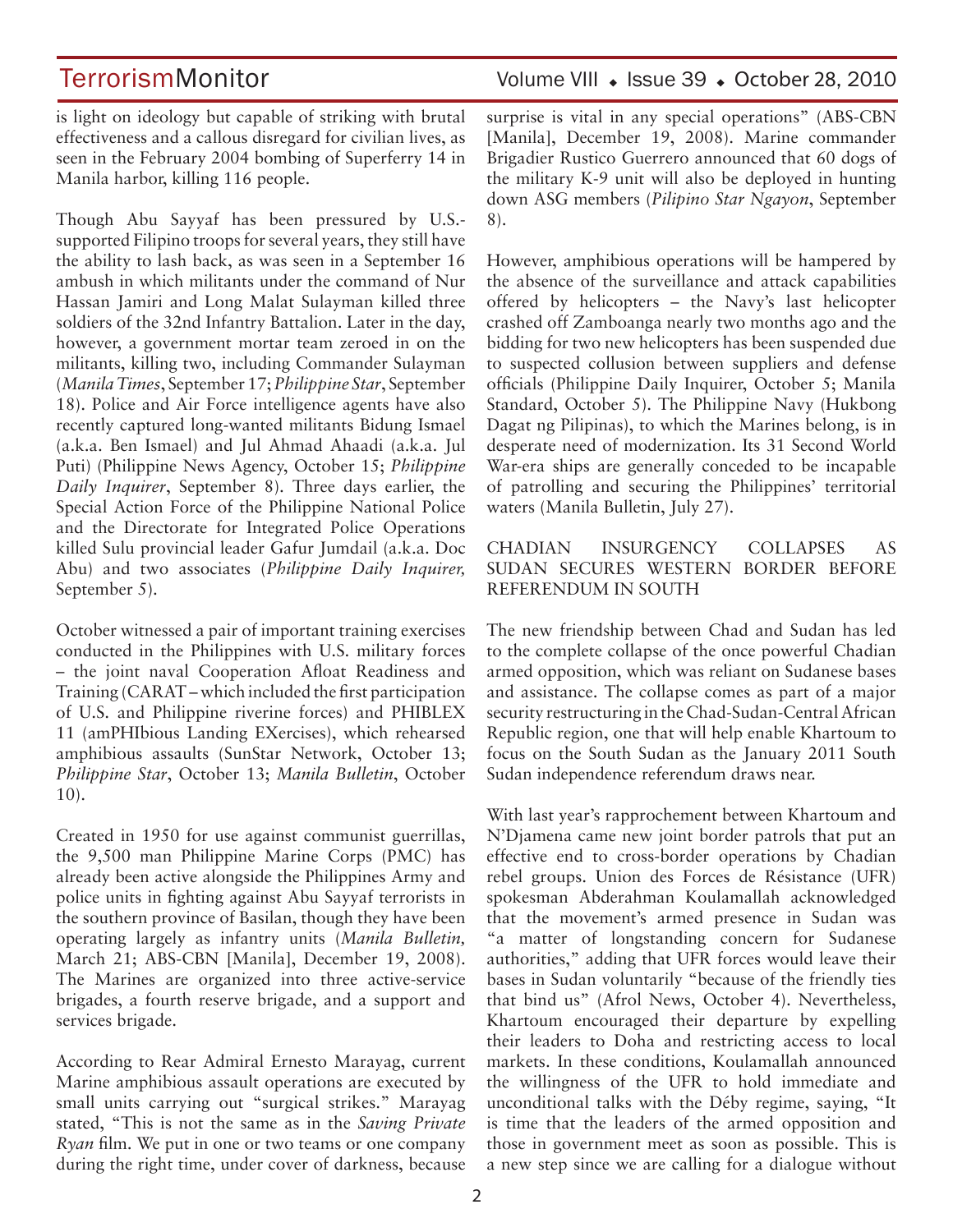is light on ideology but capable of striking with brutal effectiveness and a callous disregard for civilian lives, as seen in the February 2004 bombing of Superferry 14 in Manila harbor, killing 116 people.

Though Abu Sayyaf has been pressured by U.S.-supported Filipino troops for several years, they still have the ability to lash back, as was seen in a September 16 ambush in which militants under the command of Nur Hassan Jamiri and Long Malat Sulayman killed three soldiers of the 32nd Infantry Battalion. Later in the day, however, a government mortar team zeroed in on the militants, killing two, including Commander Sulayman (*Manila Times*, September 17; *Philippine Star*, September 18). Police and Air Force intelligence agents have also recently captured long-wanted militants Bidung Ismael (a.k.a. Ben Ismael) and Jul Ahmad Ahaadi (a.k.a. Jul Puti) (Philippine News Agency, October 15; *Philippine Daily Inquirer*, September 8). Three days earlier, the Special Action Force of the Philippine National Police and the Directorate for Integrated Police Operations killed Sulu provincial leader Gafur Jumdail (a.k.a. Doc Abu) and two associates (*Philippine Daily Inquirer,* September 5).

October witnessed a pair of important training exercises conducted in the Philippines with U.S. military forces – the joint naval Cooperation Afloat Readiness and Training (CARAT – which included the first participation of U.S. and Philippine riverine forces) and PHIBLEX 11 (amPHIbious Landing EXercises), which rehearsed amphibious assaults (SunStar Network, October 13; *Philippine Star*, October 13; *Manila Bulletin*, October 10).

Created in 1950 for use against communist guerrillas, the 9,500 man Philippine Marine Corps (PMC) has already been active alongside the Philippines Army and police units in fighting against Abu Sayyaf terrorists in the southern province of Basilan, though they have been operating largely as infantry units (*Manila Bulletin,* March 21; ABS-CBN [Manila], December 19, 2008). The Marines are organized into three active-service brigades, a fourth reserve brigade, and a support and services brigade.

According to Rear Admiral Ernesto Marayag, current Marine amphibious assault operations are executed by small units carrying out "surgical strikes." Marayag stated, "This is not the same as in the *Saving Private Ryan* film. We put in one or two teams or one company during the right time, under cover of darkness, because surprise is vital in any special operations" (ABS-CBN [Manila], December 19, 2008). Marine commander Brigadier Rustico Guerrero announced that 60 dogs of the military K-9 unit will also be deployed in hunting down ASG members (*Pilipino Star Ngayon*, September 8).

However, amphibious operations will be hampered by the absence of the surveillance and attack capabilities offered by helicopters – the Navy's last helicopter crashed off Zamboanga nearly two months ago and the bidding for two new helicopters has been suspended due to suspected collusion between suppliers and defense officials (Philippine Daily Inquirer, October 5; Manila Standard, October 5). The Philippine Navy (Hukbong Dagat ng Pilipinas), to which the Marines belong, is in desperate need of modernization. Its 31 Second World War-era ships are generally conceded to be incapable of patrolling and securing the Philippines' territorial waters (Manila Bulletin, July 27).

## CHADIAN INSURGENCY COLLAPSES AS SUDAN SECURES WESTERN BORDER BEFORE REFERENDUM IN SOUTH

The new friendship between Chad and Sudan has led to the complete collapse of the once powerful Chadian armed opposition, which was reliant on Sudanese bases and assistance. The collapse comes as part of a major security restructuring in the Chad-Sudan-Central African Republic region, one that will help enable Khartoum to focus on the South Sudan as the January 2011 South Sudan independence referendum draws near.

With last year's rapprochement between Khartoum and N'Djamena came new joint border patrols that put an effective end to cross-border operations by Chadian rebel groups. Union des Forces de Résistance (UFR) spokesman Abderahman Koulamallah acknowledged that the movement's armed presence in Sudan was "a matter of longstanding concern for Sudanese authorities," adding that UFR forces would leave their bases in Sudan voluntarily "because of the friendly ties that bind us" (Afrol News, October 4). Nevertheless, Khartoum encouraged their departure by expelling their leaders to Doha and restricting access to local markets. In these conditions, Koulamallah announced the willingness of the UFR to hold immediate and unconditional talks with the Déby regime, saying, "It is time that the leaders of the armed opposition and those in government meet as soon as possible. This is a new step since we are calling for a dialogue without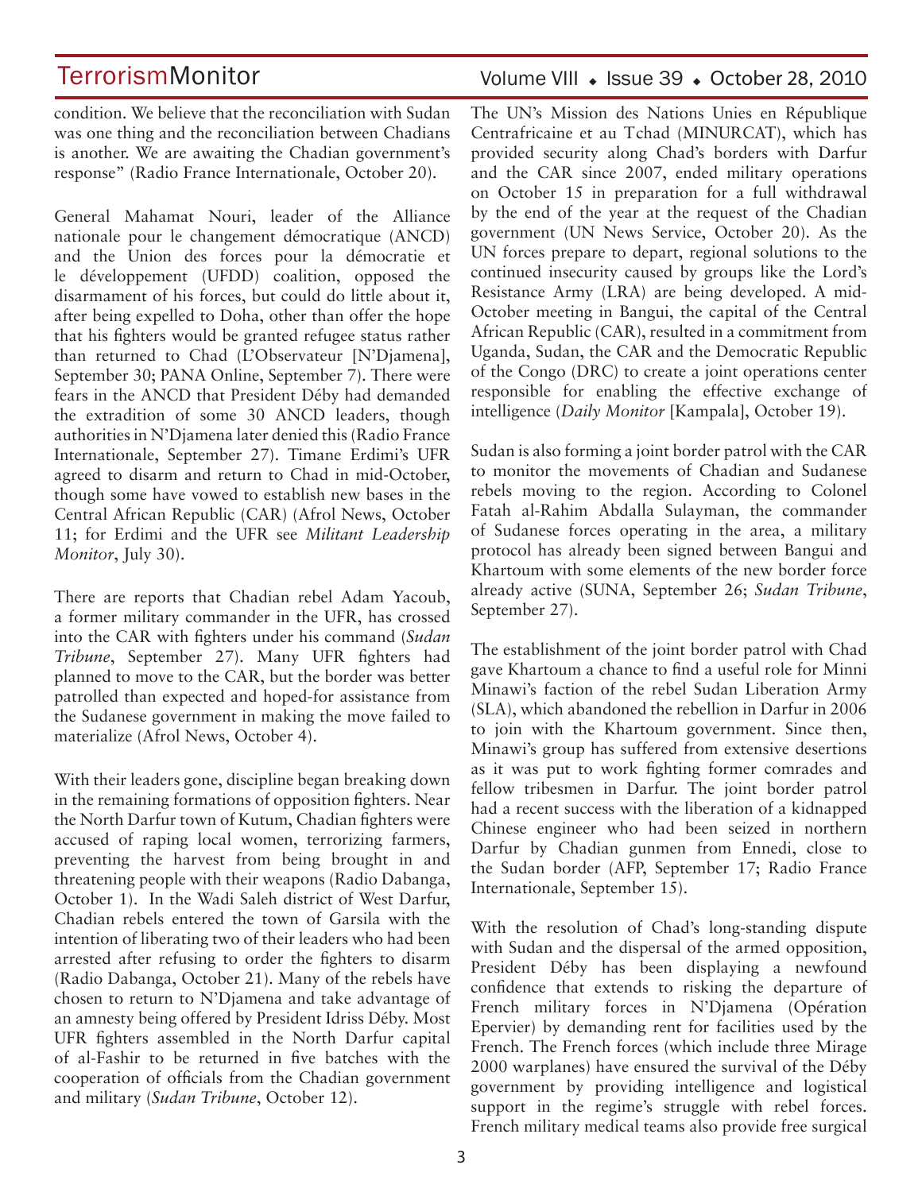condition. We believe that the reconciliation with Sudan was one thing and the reconciliation between Chadians is another. We are awaiting the Chadian government's response" (Radio France Internationale, October 20).

General Mahamat Nouri, leader of the Alliance nationale pour le changement démocratique (ANCD) and the Union des forces pour la démocratie et le développement (UFDD) coalition, opposed the disarmament of his forces, but could do little about it, after being expelled to Doha, other than offer the hope that his fighters would be granted refugee status rather than returned to Chad (L'Observateur [N'Djamena], September 30; PANA Online, September 7). There were fears in the ANCD that President Déby had demanded the extradition of some 30 ANCD leaders, though authorities in N'Djamena later denied this (Radio France Internationale, September 27). Timane Erdimi's UFR agreed to disarm and return to Chad in mid-October, though some have vowed to establish new bases in the Central African Republic (CAR) (Afrol News, October 11; for Erdimi and the UFR see *Militant Leadership Monitor*, July 30).

There are reports that Chadian rebel Adam Yacoub, a former military commander in the UFR, has crossed into the CAR with fighters under his command (*Sudan Tribune*, September 27). Many UFR fighters had planned to move to the CAR, but the border was better patrolled than expected and hoped-for assistance from the Sudanese government in making the move failed to materialize (Afrol News, October 4).

With their leaders gone, discipline began breaking down in the remaining formations of opposition fighters. Near the North Darfur town of Kutum, Chadian fighters were accused of raping local women, terrorizing farmers, preventing the harvest from being brought in and threatening people with their weapons (Radio Dabanga, October 1). In the Wadi Saleh district of West Darfur, Chadian rebels entered the town of Garsila with the intention of liberating two of their leaders who had been arrested after refusing to order the fighters to disarm (Radio Dabanga, October 21). Many of the rebels have chosen to return to N'Djamena and take advantage of an amnesty being offered by President Idriss Déby. Most UFR fighters assembled in the North Darfur capital of al-Fashir to be returned in five batches with the cooperation of officials from the Chadian government and military (*Sudan Tribune*, October 12).

The UN's Mission des Nations Unies en République Centrafricaine et au Tchad (MINURCAT), which has provided security along Chad's borders with Darfur and the CAR since 2007, ended military operations on October 15 in preparation for a full withdrawal by the end of the year at the request of the Chadian government (UN News Service, October 20). As the UN forces prepare to depart, regional solutions to the continued insecurity caused by groups like the Lord's Resistance Army (LRA) are being developed. A mid-October meeting in Bangui, the capital of the Central African Republic (CAR), resulted in a commitment from Uganda, Sudan, the CAR and the Democratic Republic of the Congo (DRC) to create a joint operations center responsible for enabling the effective exchange of intelligence (*Daily Monitor* [Kampala], October 19).

Sudan is also forming a joint border patrol with the CAR to monitor the movements of Chadian and Sudanese rebels moving to the region. According to Colonel Fatah al-Rahim Abdalla Sulayman, the commander of Sudanese forces operating in the area, a military protocol has already been signed between Bangui and Khartoum with some elements of the new border force already active (SUNA, September 26; *Sudan Tribune*, September 27).

The establishment of the joint border patrol with Chad gave Khartoum a chance to find a useful role for Minni Minawi's faction of the rebel Sudan Liberation Army (SLA), which abandoned the rebellion in Darfur in 2006 to join with the Khartoum government. Since then, Minawi's group has suffered from extensive desertions as it was put to work fighting former comrades and fellow tribesmen in Darfur. The joint border patrol had a recent success with the liberation of a kidnapped Chinese engineer who had been seized in northern Darfur by Chadian gunmen from Ennedi, close to the Sudan border (AFP, September 17; Radio France Internationale, September 15).

With the resolution of Chad's long-standing dispute with Sudan and the dispersal of the armed opposition, President Déby has been displaying a newfound confidence that extends to risking the departure of French military forces in N'Djamena (Opération Epervier) by demanding rent for facilities used by the French. The French forces (which include three Mirage 2000 warplanes) have ensured the survival of the Déby government by providing intelligence and logistical support in the regime's struggle with rebel forces. French military medical teams also provide free surgical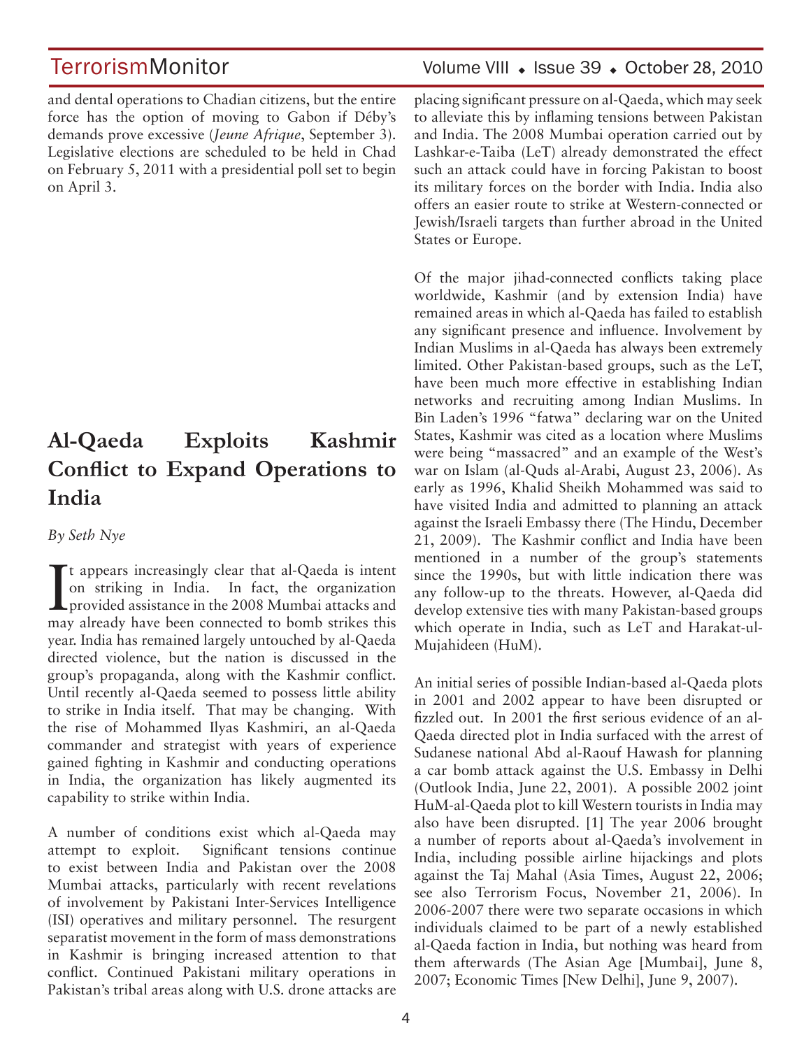and dental operations to Chadian citizens, but the entire force has the option of moving to Gabon if Déby's demands prove excessive (*Jeune Afrique*, September 3). Legislative elections are scheduled to be held in Chad on February 5, 2011 with a presidential poll set to begin on April 3.

## Al-Qaeda Exploits Kashmir Conflict to Expand Operations to India

*By Seth Nye*

It appears increasingly clear that al-Qaeda is intent on striking in India. In fact, the organization provided assistance in the 2008 Mumbai attacks and may already have been connected to bomb strikes this year. India has remained largely untouched by al-Qaeda directed violence, but the nation is discussed in the group's propaganda, along with the Kashmir conflict. Until recently al-Qaeda seemed to possess little ability to strike in India itself. That may be changing. With the rise of Mohammed Ilyas Kashmiri, an al-Qaeda commander and strategist with years of experience gained fighting in Kashmir and conducting operations in India, the organization has likely augmented its capability to strike within India.

A number of conditions exist which al-Qaeda may attempt to exploit. Significant tensions continue to exist between India and Pakistan over the 2008 Mumbai attacks, particularly with recent revelations of involvement by Pakistani Inter-Services Intelligence (ISI) operatives and military personnel. The resurgent separatist movement in the form of mass demonstrations in Kashmir is bringing increased attention to that conflict. Continued Pakistani military operations in Pakistan's tribal areas along with U.S. drone attacks are placing significant pressure on al-Qaeda, which may seek to alleviate this by inflaming tensions between Pakistan and India. The 2008 Mumbai operation carried out by Lashkar-e-Taiba (LeT) already demonstrated the effect such an attack could have in forcing Pakistan to boost its military forces on the border with India. India also offers an easier route to strike at Western-connected or Jewish/Israeli targets than further abroad in the United States or Europe.

Of the major jihad-connected conflicts taking place worldwide, Kashmir (and by extension India) have remained areas in which al-Qaeda has failed to establish any significant presence and influence. Involvement by Indian Muslims in al-Qaeda has always been extremely limited. Other Pakistan-based groups, such as the LeT, have been much more effective in establishing Indian networks and recruiting among Indian Muslims. In Bin Laden's 1996 "fatwa" declaring war on the United States, Kashmir was cited as a location where Muslims were being "massacred" and an example of the West's war on Islam (al-Quds al-Arabi, August 23, 2006). As early as 1996, Khalid Sheikh Mohammed was said to have visited India and admitted to planning an attack against the Israeli Embassy there (The Hindu, December 21, 2009). The Kashmir conflict and India have been mentioned in a number of the group's statements since the 1990s, but with little indication there was any follow-up to the threats. However, al-Qaeda did develop extensive ties with many Pakistan-based groups which operate in India, such as LeT and Harakat-ul-Mujahideen (HuM).

An initial series of possible Indian-based al-Qaeda plots in 2001 and 2002 appear to have been disrupted or fizzled out. In 2001 the first serious evidence of an al-Qaeda directed plot in India surfaced with the arrest of Sudanese national Abd al-Raouf Hawash for planning a car bomb attack against the U.S. Embassy in Delhi (Outlook India, June 22, 2001). A possible 2002 joint HuM-al-Qaeda plot to kill Western tourists in India may also have been disrupted. [1] The year 2006 brought a number of reports about al-Qaeda's involvement in India, including possible airline hijackings and plots against the Taj Mahal (Asia Times, August 22, 2006; see also Terrorism Focus, November 21, 2006). In 2006-2007 there were two separate occasions in which individuals claimed to be part of a newly established al-Qaeda faction in India, but nothing was heard from them afterwards (The Asian Age [Mumbai], June 8, 2007; Economic Times [New Delhi], June 9, 2007).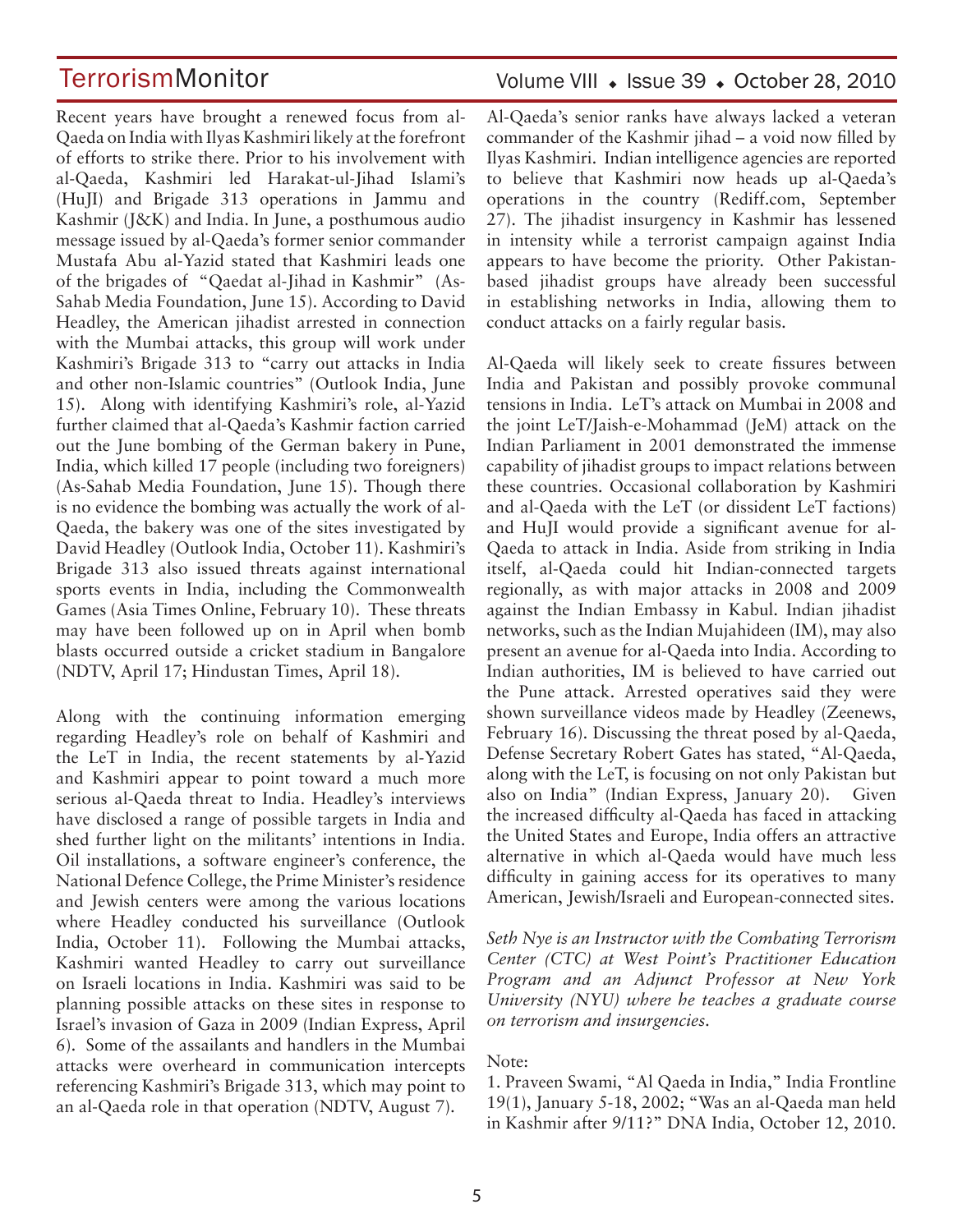Recent years have brought a renewed focus from al-Qaeda on India with Ilyas Kashmiri likely at the forefront of efforts to strike there. Prior to his involvement with al-Qaeda, Kashmiri led Harakat-ul-Jihad Islami's (HuJI) and Brigade 313 operations in Jammu and Kashmir (J&K) and India. In June, a posthumous audio message issued by al-Qaeda's former senior commander Mustafa Abu al-Yazid stated that Kashmiri leads one of the brigades of "Qaedat al-Jihad in Kashmir" (As-Sahab Media Foundation, June 15). According to David Headley, the American jihadist arrested in connection with the Mumbai attacks, this group will work under Kashmiri's Brigade 313 to "carry out attacks in India and other non-Islamic countries" (Outlook India, June 15). Along with identifying Kashmiri's role, al-Yazid further claimed that al-Qaeda's Kashmir faction carried out the June bombing of the German bakery in Pune, India, which killed 17 people (including two foreigners) (As-Sahab Media Foundation, June 15). Though there is no evidence the bombing was actually the work of al-Qaeda, the bakery was one of the sites investigated by David Headley (Outlook India, October 11). Kashmiri's Brigade 313 also issued threats against international sports events in India, including the Commonwealth Games (Asia Times Online, February 10). These threats may have been followed up on in April when bomb blasts occurred outside a cricket stadium in Bangalore (NDTV, April 17; Hindustan Times, April 18).

Along with the continuing information emerging regarding Headley's role on behalf of Kashmiri and the LeT in India, the recent statements by al-Yazid and Kashmiri appear to point toward a much more serious al-Qaeda threat to India. Headley's interviews have disclosed a range of possible targets in India and shed further light on the militants' intentions in India. Oil installations, a software engineer's conference, the National Defence College, the Prime Minister's residence and Jewish centers were among the various locations where Headley conducted his surveillance (Outlook India, October 11). Following the Mumbai attacks, Kashmiri wanted Headley to carry out surveillance on Israeli locations in India. Kashmiri was said to be planning possible attacks on these sites in response to Israel's invasion of Gaza in 2009 (Indian Express, April 6). Some of the assailants and handlers in the Mumbai attacks were overheard in communication intercepts referencing Kashmiri's Brigade 313, which may point to an al-Qaeda role in that operation (NDTV, August 7).

Al-Qaeda's senior ranks have always lacked a veteran commander of the Kashmir jihad – a void now filled by Ilyas Kashmiri. Indian intelligence agencies are reported to believe that Kashmiri now heads up al-Qaeda's operations in the country (Rediff.com, September 27). The jihadist insurgency in Kashmir has lessened in intensity while a terrorist campaign against India appears to have become the priority. Other Pakistan-based jihadist groups have already been successful in establishing networks in India, allowing them to conduct attacks on a fairly regular basis.

Al-Qaeda will likely seek to create fissures between India and Pakistan and possibly provoke communal tensions in India. LeT's attack on Mumbai in 2008 and the joint LeT/Jaish-e-Mohammad (JeM) attack on the Indian Parliament in 2001 demonstrated the immense capability of jihadist groups to impact relations between these countries. Occasional collaboration by Kashmiri and al-Qaeda with the LeT (or dissident LeT factions) and HuJI would provide a significant avenue for al-Qaeda to attack in India. Aside from striking in India itself, al-Qaeda could hit Indian-connected targets regionally, as with major attacks in 2008 and 2009 against the Indian Embassy in Kabul. Indian jihadist networks, such as the Indian Mujahideen (IM), may also present an avenue for al-Qaeda into India. According to Indian authorities, IM is believed to have carried out the Pune attack. Arrested operatives said they were shown surveillance videos made by Headley (Zeenews, February 16). Discussing the threat posed by al-Qaeda, Defense Secretary Robert Gates has stated, "Al-Qaeda, along with the LeT, is focusing on not only Pakistan but also on India" (Indian Express, January 20). Given the increased difficulty al-Qaeda has faced in attacking the United States and Europe, India offers an attractive alternative in which al-Qaeda would have much less difficulty in gaining access for its operatives to many American, Jewish/Israeli and European-connected sites.

*Seth Nye is an Instructor with the Combating Terrorism Center (CTC) at West Point's Practitioner Education Program and an Adjunct Professor at New York University (NYU) where he teaches a graduate course on terrorism and insurgencies.*

Note:

1. Praveen Swami, "Al Qaeda in India," India Frontline 19(1), January 5-18, 2002; "Was an al-Qaeda man held in Kashmir after 9/11?" DNA India, October 12, 2010.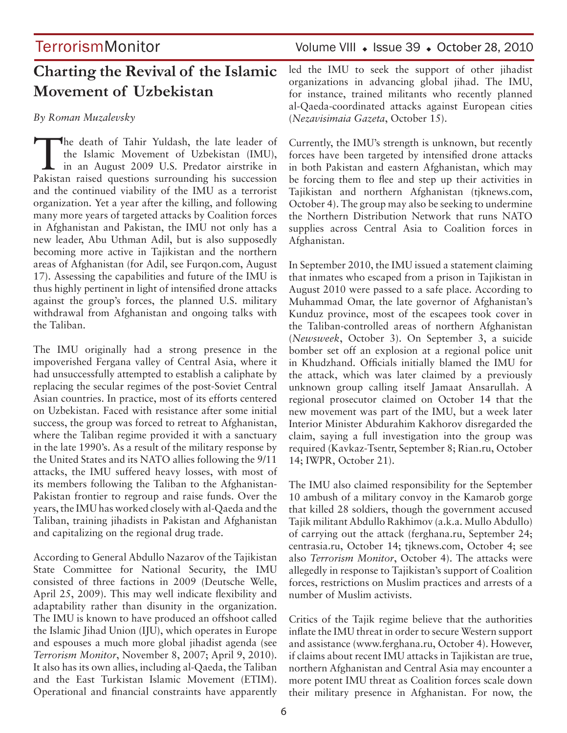# Charting the Revival of the Islamic Movement of Uzbekistan

*By Roman Muzalevsky*

The death of Tahir Yuldash, the late leader of the Islamic Movement of Uzbekistan (IMU), in an August 2009 U.S. Predator airstrike in Pakistan raised questions surrounding his succession and the continued viability of the IMU as a terrorist organization. Yet a year after the killing, and following many more years of targeted attacks by Coalition forces in Afghanistan and Pakistan, the IMU not only has a new leader, Abu Uthman Adil, but is also supposedly becoming more active in Tajikistan and the northern areas of Afghanistan (for Adil, see Furqon.com, August 17). Assessing the capabilities and future of the IMU is thus highly pertinent in light of intensified drone attacks against the group's forces, the planned U.S. military withdrawal from Afghanistan and ongoing talks with the Taliban.

The IMU originally had a strong presence in the impoverished Fergana valley of Central Asia, where it had unsuccessfully attempted to establish a caliphate by replacing the secular regimes of the post-Soviet Central Asian countries. In practice, most of its efforts centered on Uzbekistan. Faced with resistance after some initial success, the group was forced to retreat to Afghanistan, where the Taliban regime provided it with a sanctuary in the late 1990's. As a result of the military response by the United States and its NATO allies following the 9/11 attacks, the IMU suffered heavy losses, with most of its members following the Taliban to the Afghanistan-Pakistan frontier to regroup and raise funds. Over the years, the IMU has worked closely with al-Qaeda and the Taliban, training jihadists in Pakistan and Afghanistan and capitalizing on the regional drug trade.

According to General Abdullo Nazarov of the Tajikistan State Committee for National Security, the IMU consisted of three factions in 2009 (Deutsche Welle, April 25, 2009). This may well indicate flexibility and adaptability rather than disunity in the organization. The IMU is known to have produced an offshoot called the Islamic Jihad Union (IJU), which operates in Europe and espouses a much more global jihadist agenda (see *Terrorism Monitor*, November 8, 2007; April 9, 2010). It also has its own allies, including al-Qaeda, the Taliban and the East Turkistan Islamic Movement (ETIM). Operational and financial constraints have apparently led the IMU to seek the support of other jihadist organizations in advancing global jihad. The IMU, for instance, trained militants who recently planned al-Qaeda-coordinated attacks against European cities (*Nezavisimaia Gazeta*, October 15).

Currently, the IMU's strength is unknown, but recently forces have been targeted by intensified drone attacks in both Pakistan and eastern Afghanistan, which may be forcing them to flee and step up their activities in Tajikistan and northern Afghanistan (tjknews.com, October 4). The group may also be seeking to undermine the Northern Distribution Network that runs NATO supplies across Central Asia to Coalition forces in Afghanistan.

In September 2010, the IMU issued a statement claiming that inmates who escaped from a prison in Tajikistan in August 2010 were passed to a safe place. According to Muhammad Omar, the late governor of Afghanistan's Kunduz province, most of the escapees took cover in the Taliban-controlled areas of northern Afghanistan (*Newsweek*, October 3). On September 3, a suicide bomber set off an explosion at a regional police unit in Khudzhand. Officials initially blamed the IMU for the attack, which was later claimed by a previously unknown group calling itself Jamaat Ansarullah. A regional prosecutor claimed on October 14 that the new movement was part of the IMU, but a week later Interior Minister Abdurahim Kakhorov disregarded the claim, saying a full investigation into the group was required (Kavkaz-Tsentr, September 8; Rian.ru, October 14; IWPR, October 21).

The IMU also claimed responsibility for the September 10 ambush of a military convoy in the Kamarob gorge that killed 28 soldiers, though the government accused Tajik militant Abdullo Rakhimov (a.k.a. Mullo Abdullo) of carrying out the attack (ferghana.ru, September 24; centrasia.ru, October 14; tjknews.com, October 4; see also *Terrorism Monitor*, October 4). The attacks were allegedly in response to Tajikistan's support of Coalition forces, restrictions on Muslim practices and arrests of a number of Muslim activists.

Critics of the Tajik regime believe that the authorities inflate the IMU threat in order to secure Western support and assistance (www.ferghana.ru, October 4). However, if claims about recent IMU attacks in Tajikistan are true, northern Afghanistan and Central Asia may encounter a more potent IMU threat as Coalition forces scale down their military presence in Afghanistan. For now, the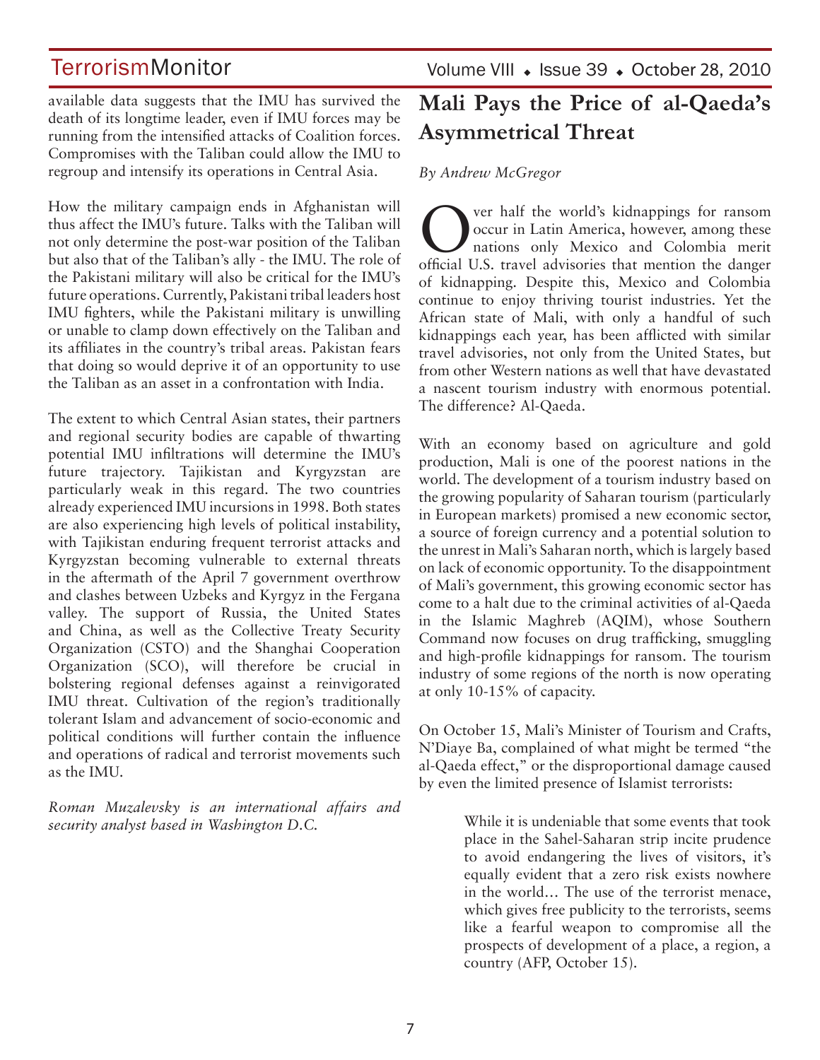available data suggests that the IMU has survived the death of its longtime leader, even if IMU forces may be running from the intensified attacks of Coalition forces. Compromises with the Taliban could allow the IMU to regroup and intensify its operations in Central Asia.

How the military campaign ends in Afghanistan will thus affect the IMU's future. Talks with the Taliban will not only determine the post-war position of the Taliban but also that of the Taliban's ally - the IMU. The role of the Pakistani military will also be critical for the IMU's future operations. Currently, Pakistani tribal leaders host IMU fighters, while the Pakistani military is unwilling or unable to clamp down effectively on the Taliban and its affiliates in the country's tribal areas. Pakistan fears that doing so would deprive it of an opportunity to use the Taliban as an asset in a confrontation with India.

The extent to which Central Asian states, their partners and regional security bodies are capable of thwarting potential IMU infiltrations will determine the IMU's future trajectory. Tajikistan and Kyrgyzstan are particularly weak in this regard. The two countries already experienced IMU incursions in 1998. Both states are also experiencing high levels of political instability, with Tajikistan enduring frequent terrorist attacks and Kyrgyzstan becoming vulnerable to external threats in the aftermath of the April 7 government overthrow and clashes between Uzbeks and Kyrgyz in the Fergana valley. The support of Russia, the United States and China, as well as the Collective Treaty Security Organization (CSTO) and the Shanghai Cooperation Organization (SCO), will therefore be crucial in bolstering regional defenses against a reinvigorated IMU threat. Cultivation of the region's traditionally tolerant Islam and advancement of socio-economic and political conditions will further contain the influence and operations of radical and terrorist movements such as the IMU.

*Roman Muzalevsky is an international affairs and security analyst based in Washington D.C.*

# Mali Pays the Price of al-Qaeda's Asymmetrical Threat

*By Andrew McGregor*

Over half the world's kidnappings for ransom occur in Latin America, however, among these nations only Mexico and Colombia merit official U.S. travel advisories that mention the danger of kidnapping. Despite this, Mexico and Colombia continue to enjoy thriving tourist industries. Yet the African state of Mali, with only a handful of such kidnappings each year, has been afflicted with similar travel advisories, not only from the United States, but from other Western nations as well that have devastated a nascent tourism industry with enormous potential. The difference? Al-Qaeda.

With an economy based on agriculture and gold production, Mali is one of the poorest nations in the world. The development of a tourism industry based on the growing popularity of Saharan tourism (particularly in European markets) promised a new economic sector, a source of foreign currency and a potential solution to the unrest in Mali's Saharan north, which is largely based on lack of economic opportunity. To the disappointment of Mali's government, this growing economic sector has come to a halt due to the criminal activities of al-Qaeda in the Islamic Maghreb (AQIM), whose Southern Command now focuses on drug trafficking, smuggling and high-profile kidnappings for ransom. The tourism industry of some regions of the north is now operating at only 10-15% of capacity.

On October 15, Mali's Minister of Tourism and Crafts, N'Diaye Ba, complained of what might be termed "the al-Qaeda effect," or the disproportional damage caused by even the limited presence of Islamist terrorists:

> While it is undeniable that some events that took place in the Sahel-Saharan strip incite prudence to avoid endangering the lives of visitors, it's equally evident that a zero risk exists nowhere in the world… The use of the terrorist menace, which gives free publicity to the terrorists, seems like a fearful weapon to compromise all the prospects of development of a place, a region, a country (AFP, October 15).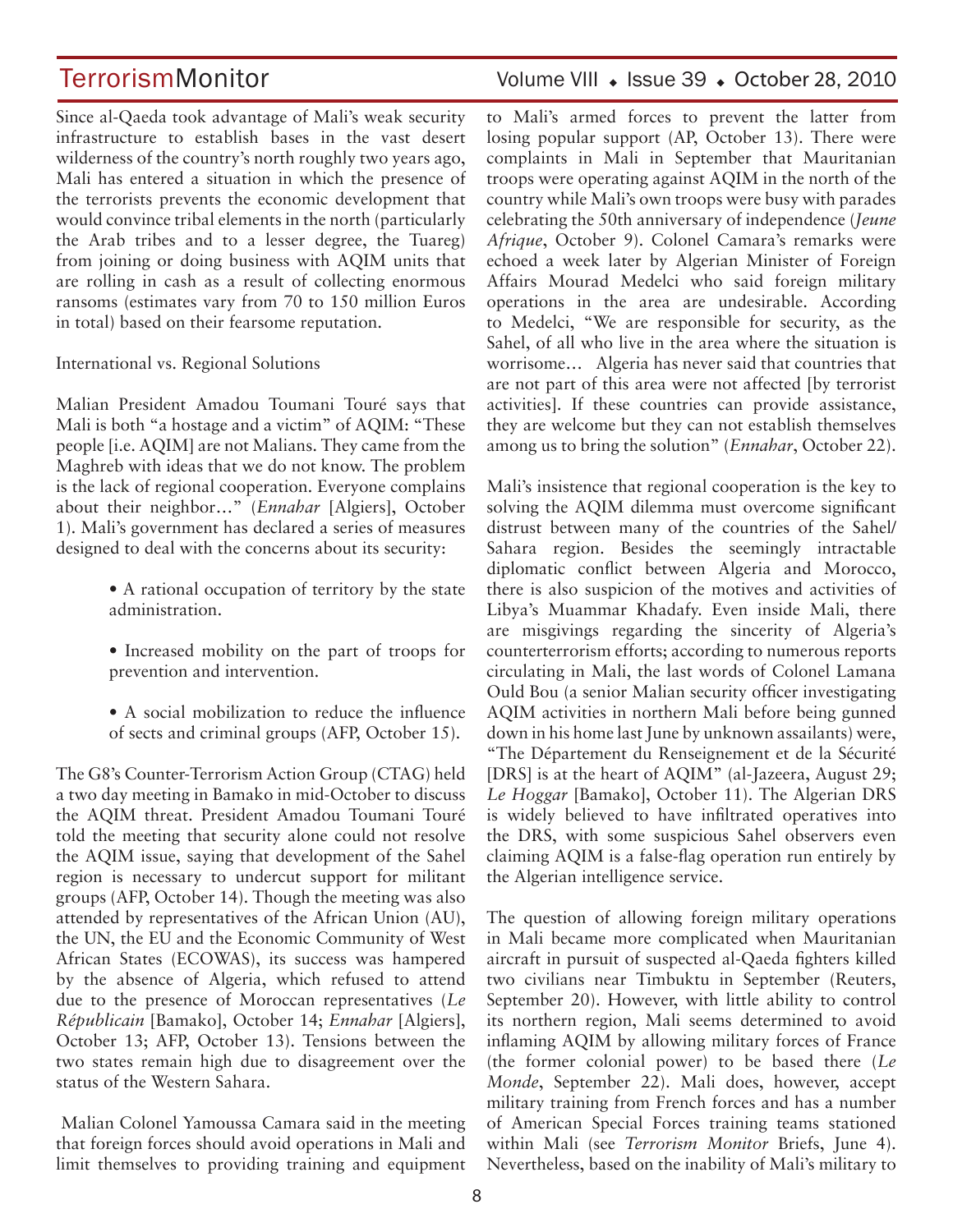Since al-Qaeda took advantage of Mali's weak security infrastructure to establish bases in the vast desert wilderness of the country's north roughly two years ago, Mali has entered a situation in which the presence of the terrorists prevents the economic development that would convince tribal elements in the north (particularly the Arab tribes and to a lesser degree, the Tuareg) from joining or doing business with AQIM units that are rolling in cash as a result of collecting enormous ransoms (estimates vary from 70 to 150 million Euros in total) based on their fearsome reputation.

International vs. Regional Solutions

Malian President Amadou Toumani Touré says that Mali is both "a hostage and a victim" of AQIM: "These people [i.e. AQIM] are not Malians. They came from the Maghreb with ideas that we do not know. The problem is the lack of regional cooperation. Everyone complains about their neighbor…" (*Ennahar* [Algiers], October 1). Mali's government has declared a series of measures designed to deal with the concerns about its security:

- A rational occupation of territory by the state administration.
- Increased mobility on the part of troops for prevention and intervention.
- A social mobilization to reduce the influence of sects and criminal groups (AFP, October 15).

The G8's Counter-Terrorism Action Group (CTAG) held a two day meeting in Bamako in mid-October to discuss the AQIM threat. President Amadou Toumani Touré told the meeting that security alone could not resolve the AQIM issue, saying that development of the Sahel region is necessary to undercut support for militant groups (AFP, October 14). Though the meeting was also attended by representatives of the African Union (AU), the UN, the EU and the Economic Community of West African States (ECOWAS), its success was hampered by the absence of Algeria, which refused to attend due to the presence of Moroccan representatives (*Le Républicain* [Bamako], October 14; *Ennahar* [Algiers], October 13; AFP, October 13). Tensions between the two states remain high due to disagreement over the status of the Western Sahara.

Malian Colonel Yamoussa Camara said in the meeting that foreign forces should avoid operations in Mali and limit themselves to providing training and equipment to Mali's armed forces to prevent the latter from losing popular support (AP, October 13). There were complaints in Mali in September that Mauritanian troops were operating against AQIM in the north of the country while Mali's own troops were busy with parades celebrating the 50th anniversary of independence (*Jeune Afrique*, October 9). Colonel Camara's remarks were echoed a week later by Algerian Minister of Foreign Affairs Mourad Medelci who said foreign military operations in the area are undesirable. According to Medelci, "We are responsible for security, as the Sahel, of all who live in the area where the situation is worrisome… Algeria has never said that countries that are not part of this area were not affected [by terrorist activities]. If these countries can provide assistance, they are welcome but they can not establish themselves among us to bring the solution" (*Ennahar*, October 22).

Mali's insistence that regional cooperation is the key to solving the AQIM dilemma must overcome significant distrust between many of the countries of the Sahel/ Sahara region. Besides the seemingly intractable diplomatic conflict between Algeria and Morocco, there is also suspicion of the motives and activities of Libya's Muammar Khadafy. Even inside Mali, there are misgivings regarding the sincerity of Algeria's counterterrorism efforts; according to numerous reports circulating in Mali, the last words of Colonel Lamana Ould Bou (a senior Malian security officer investigating AQIM activities in northern Mali before being gunned down in his home last June by unknown assailants) were, "The Département du Renseignement et de la Sécurité [DRS] is at the heart of AQIM" (al-Jazeera, August 29; *Le Hoggar* [Bamako], October 11). The Algerian DRS is widely believed to have infiltrated operatives into the DRS, with some suspicious Sahel observers even claiming AQIM is a false-flag operation run entirely by the Algerian intelligence service.

The question of allowing foreign military operations in Mali became more complicated when Mauritanian aircraft in pursuit of suspected al-Qaeda fighters killed two civilians near Timbuktu in September (Reuters, September 20). However, with little ability to control its northern region, Mali seems determined to avoid inflaming AQIM by allowing military forces of France (the former colonial power) to be based there (*Le Monde*, September 22). Mali does, however, accept military training from French forces and has a number of American Special Forces training teams stationed within Mali (see *Terrorism Monitor* Briefs, June 4). Nevertheless, based on the inability of Mali's military to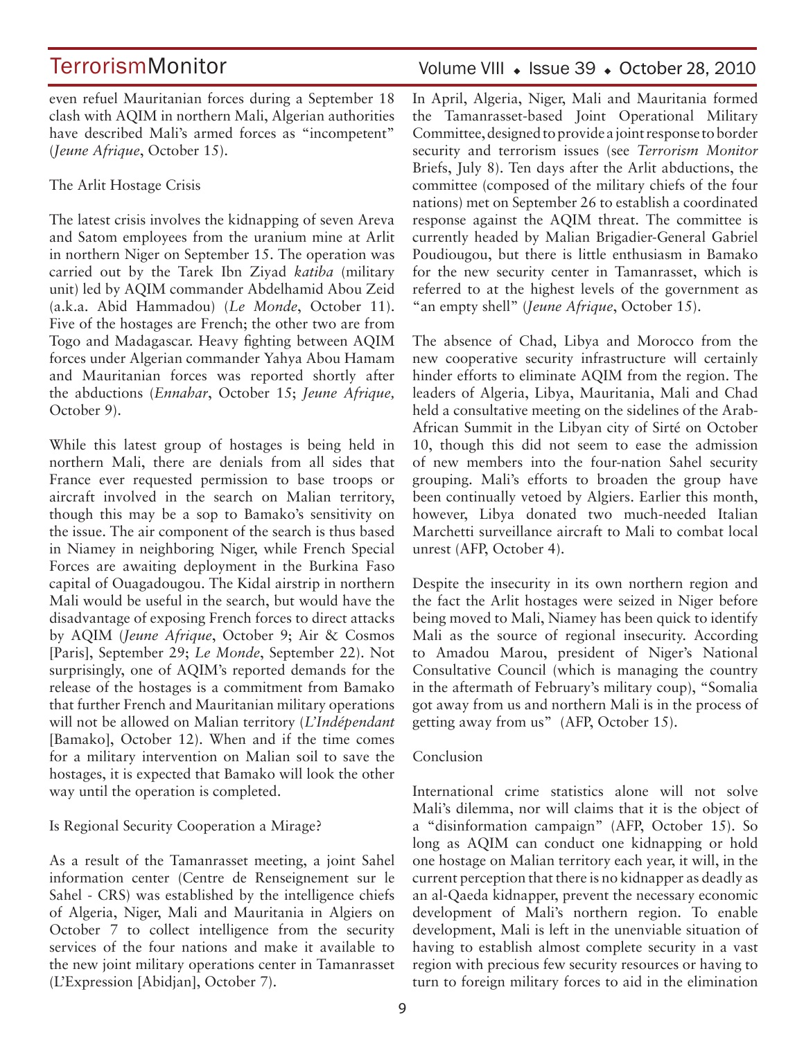even refuel Mauritanian forces during a September 18 clash with AQIM in northern Mali, Algerian authorities have described Mali's armed forces as "incompetent" (*Jeune Afrique*, October 15).

## The Arlit Hostage Crisis

The latest crisis involves the kidnapping of seven Areva and Satom employees from the uranium mine at Arlit in northern Niger on September 15. The operation was carried out by the Tarek Ibn Ziyad *katiba* (military unit) led by AQIM commander Abdelhamid Abou Zeid (a.k.a. Abid Hammadou) (*Le Monde*, October 11). Five of the hostages are French; the other two are from Togo and Madagascar. Heavy fighting between AQIM forces under Algerian commander Yahya Abou Hamam and Mauritanian forces was reported shortly after the abductions (*Ennahar*, October 15; *Jeune Afrique,* October 9).

While this latest group of hostages is being held in northern Mali, there are denials from all sides that France ever requested permission to base troops or aircraft involved in the search on Malian territory, though this may be a sop to Bamako's sensitivity on the issue. The air component of the search is thus based in Niamey in neighboring Niger, while French Special Forces are awaiting deployment in the Burkina Faso capital of Ouagadougou. The Kidal airstrip in northern Mali would be useful in the search, but would have the disadvantage of exposing French forces to direct attacks by AQIM (*Jeune Afrique*, October 9; Air & Cosmos [Paris], September 29; *Le Monde*, September 22). Not surprisingly, one of AQIM's reported demands for the release of the hostages is a commitment from Bamako that further French and Mauritanian military operations will not be allowed on Malian territory (*L'Indépendant* [Bamako], October 12). When and if the time comes for a military intervention on Malian soil to save the hostages, it is expected that Bamako will look the other way until the operation is completed.

## Is Regional Security Cooperation a Mirage?

As a result of the Tamanrasset meeting, a joint Sahel information center (Centre de Renseignement sur le Sahel - CRS) was established by the intelligence chiefs of Algeria, Niger, Mali and Mauritania in Algiers on October 7 to collect intelligence from the security services of the four nations and make it available to the new joint military operations center in Tamanrasset (L'Expression [Abidjan], October 7).

In April, Algeria, Niger, Mali and Mauritania formed the Tamanrasset-based Joint Operational Military Committee, designed to provide a joint response to border security and terrorism issues (see *Terrorism Monitor* Briefs, July 8). Ten days after the Arlit abductions, the committee (composed of the military chiefs of the four nations) met on September 26 to establish a coordinated response against the AQIM threat. The committee is currently headed by Malian Brigadier-General Gabriel Poudiougou, but there is little enthusiasm in Bamako for the new security center in Tamanrasset, which is referred to at the highest levels of the government as "an empty shell" (*Jeune Afrique*, October 15).

The absence of Chad, Libya and Morocco from the new cooperative security infrastructure will certainly hinder efforts to eliminate AQIM from the region. The leaders of Algeria, Libya, Mauritania, Mali and Chad held a consultative meeting on the sidelines of the Arab-African Summit in the Libyan city of Sirté on October 10, though this did not seem to ease the admission of new members into the four-nation Sahel security grouping. Mali's efforts to broaden the group have been continually vetoed by Algiers. Earlier this month, however, Libya donated two much-needed Italian Marchetti surveillance aircraft to Mali to combat local unrest (AFP, October 4).

Despite the insecurity in its own northern region and the fact the Arlit hostages were seized in Niger before being moved to Mali, Niamey has been quick to identify Mali as the source of regional insecurity. According to Amadou Marou, president of Niger's National Consultative Council (which is managing the country in the aftermath of February's military coup), "Somalia got away from us and northern Mali is in the process of getting away from us" (AFP, October 15).

## Conclusion

International crime statistics alone will not solve Mali's dilemma, nor will claims that it is the object of a "disinformation campaign" (AFP, October 15). So long as AQIM can conduct one kidnapping or hold one hostage on Malian territory each year, it will, in the current perception that there is no kidnapper as deadly as an al-Qaeda kidnapper, prevent the necessary economic development of Mali's northern region. To enable development, Mali is left in the unenviable situation of having to establish almost complete security in a vast region with precious few security resources or having to turn to foreign military forces to aid in the elimination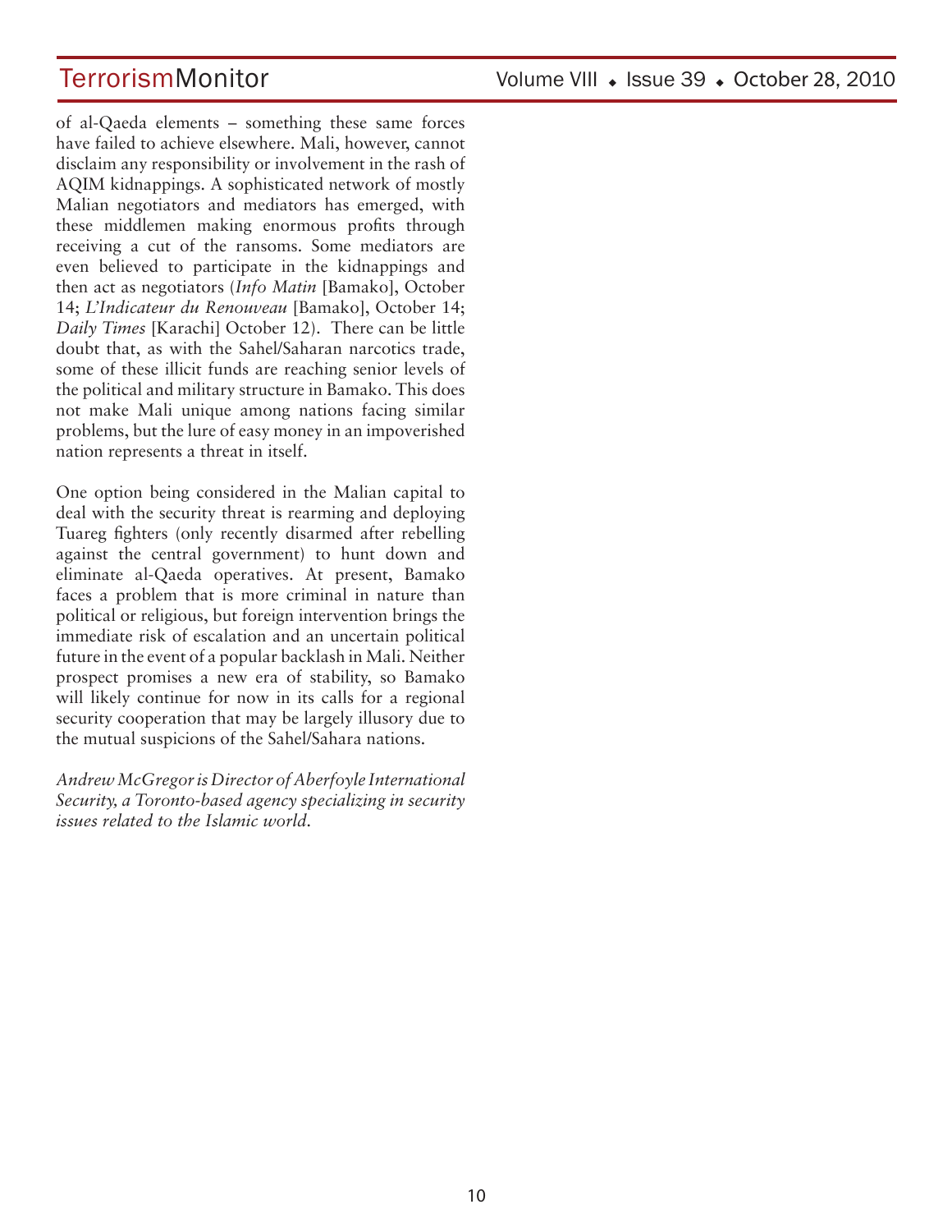of al-Qaeda elements – something these same forces have failed to achieve elsewhere. Mali, however, cannot disclaim any responsibility or involvement in the rash of AQIM kidnappings. A sophisticated network of mostly Malian negotiators and mediators has emerged, with these middlemen making enormous profits through receiving a cut of the ransoms. Some mediators are even believed to participate in the kidnappings and then act as negotiators (*Info Matin* [Bamako], October 14; *L'Indicateur du Renouveau* [Bamako], October 14; *Daily Times* [Karachi] October 12). There can be little doubt that, as with the Sahel/Saharan narcotics trade, some of these illicit funds are reaching senior levels of the political and military structure in Bamako. This does not make Mali unique among nations facing similar problems, but the lure of easy money in an impoverished nation represents a threat in itself.

One option being considered in the Malian capital to deal with the security threat is rearming and deploying Tuareg fighters (only recently disarmed after rebelling against the central government) to hunt down and eliminate al-Qaeda operatives. At present, Bamako faces a problem that is more criminal in nature than political or religious, but foreign intervention brings the immediate risk of escalation and an uncertain political future in the event of a popular backlash in Mali. Neither prospect promises a new era of stability, so Bamako will likely continue for now in its calls for a regional security cooperation that may be largely illusory due to the mutual suspicions of the Sahel/Sahara nations.

*Andrew McGregor is Director of Aberfoyle International Security, a Toronto-based agency specializing in security issues related to the Islamic world.*